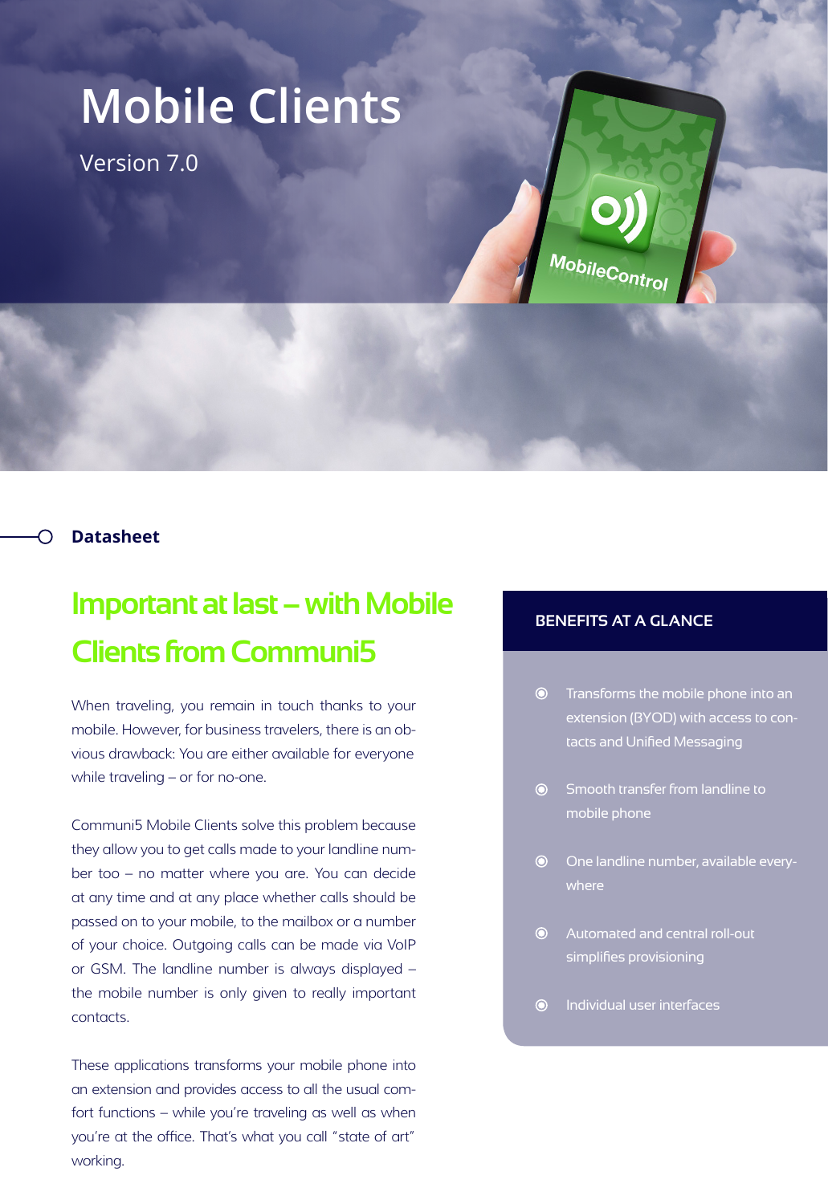# Mobile Clients

Version 7.0

Datasheet

## Important at last – with Mobile Clients from Communi5

When traveling, you remain in touch thanks to your mobile. However, for business travelers, there is an obvious drawback: You are either available for everyone while traveling – or for no-one.

Communi5 Mobile Clients solve this problem because they allow you to get calls made to your landline number too – no matter where you are. You can decide at any time and at any place whether calls should be passed on to your mobile, to the mailbox or a number of your choice. Outgoing calls can be made via VoIP or GSM. The landline number is always displayed – the mobile number is only given to really important contacts.

These applications transforms your mobile phone into an extension and provides access to all the usual comfort functions – while you're traveling as well as when you're at the office. That's what you call "state of art" working.

### BENEFITS AT A GLANCE

- Transforms the mobile phone into an extension (BYOD) with access to contacts and Unified Messaging
- Smooth transfer from landline to mobile phone
- One landline number, available everywhere
- Automated and central roll-out simplifies provisioning
- Individual user interfaces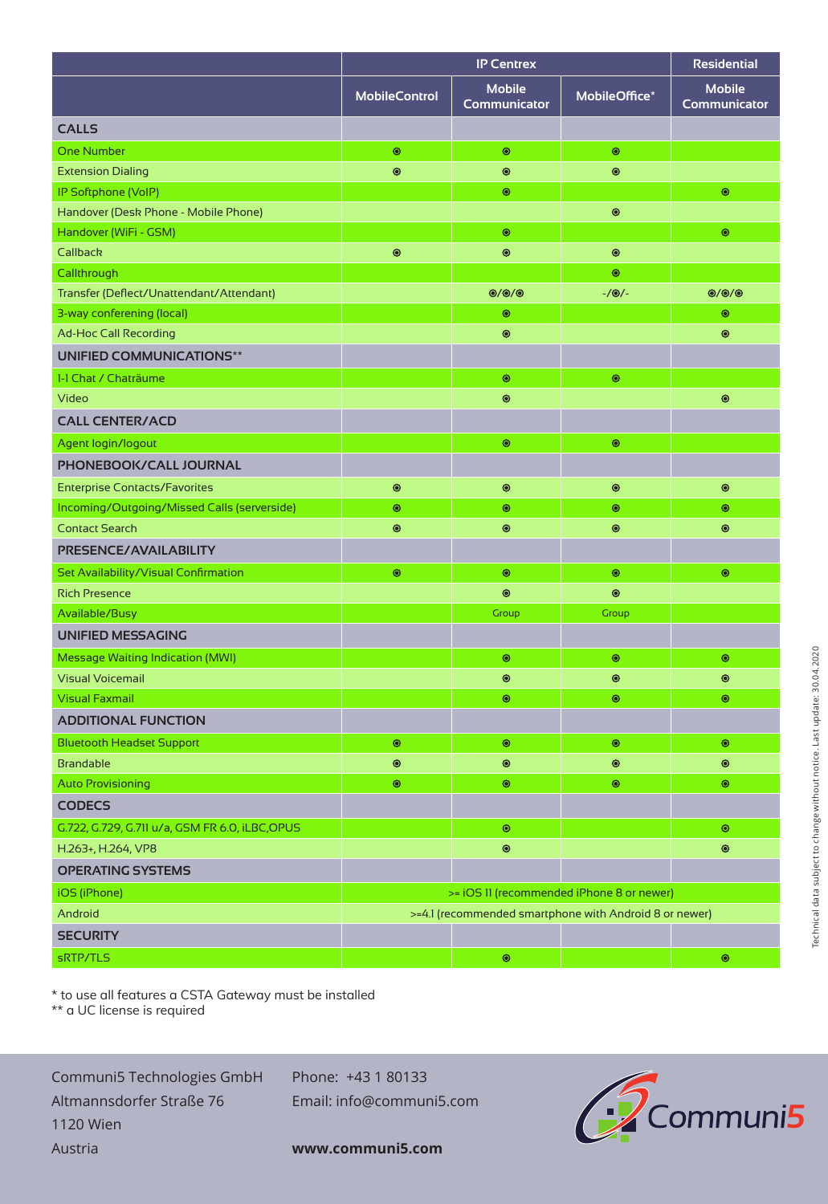| | IP Centrex | | | Residential |
|---|---|---|---|---|
| | MobileControl | Mobile Communicator | MobileOffice* | Mobile Communicator |
| **CALLS** | | | | |
| One Number | ⦿ | ⦿ | ⦿ | |
| Extension Dialing | ⦿ | ⦿ | ⦿ | |
| IP Softphone (VoIP) | | ⦿ | | ⦿ |
| Handover (Desk Phone - Mobile Phone) | | | ⦿ | |
| Handover (WiFi - GSM) | | ⦿ | | ⦿ |
| Callback | ⦿ | ⦿ | ⦿ | |
| Callthrough | | | ⦿ | |
| Transfer (Deflect/Unattendant/Attendant) | | ⦿/⦿/⦿ | -/⦿/- | ⦿/⦿/⦿ |
| 3-way conferening (local) | | ⦿ | | ⦿ |
| Ad-Hoc Call Recording | | ⦿ | | ⦿ |
| **UNIFIED COMMUNICATIONS**** | | | | |
| 1-1 Chat / Chaträume | | ⦿ | ⦿ | |
| Video | | ⦿ | | ⦿ |
| **CALL CENTER/ACD** | | | | |
| Agent login/logout | | ⦿ | ⦿ | |
| **PHONEBOOK/CALL JOURNAL** | | | | |
| Enterprise Contacts/Favorites | ⦿ | ⦿ | ⦿ | ⦿ |
| Incoming/Outgoing/Missed Calls (serverside) | ⦿ | ⦿ | ⦿ | ⦿ |
| Contact Search | ⦿ | ⦿ | ⦿ | ⦿ |
| **PRESENCE/AVAILABILITY** | | | | |
| Set Availability/Visual Confirmation | ⦿ | ⦿ | ⦿ | ⦿ |
| Rich Presence | | ⦿ | ⦿ | |
| Available/Busy | | Group | Group | |
| **UNIFIED MESSAGING** | | | | |
| Message Waiting Indication (MWI) | | ⦿ | ⦿ | ⦿ |
| Visual Voicemail | | ⦿ | ⦿ | ⦿ |
| Visual Faxmail | | ⦿ | ⦿ | ⦿ |
| **ADDITIONAL FUNCTION** | | | | |
| Bluetooth Headset Support | ⦿ | ⦿ | ⦿ | ⦿ |
| Brandable | ⦿ | ⦿ | ⦿ | ⦿ |
| Auto Provisioning | ⦿ | ⦿ | ⦿ | ⦿ |
| **CODECS** | | | | |
| G.722, G.729, G.711 u/a, GSM FR 6.0, iLBC,OPUS | | ⦿ | | ⦿ |
| H.263+, H.264, VP8 | | ⦿ | | ⦿ |
| **OPERATING SYSTEMS** | | | | |
| iOS (iPhone) | >= iOS 11 (recommended iPhone 8 or newer) | | | |
| Android | >=4.1 (recommended smartphone with Android 8 or newer) | | | |
| **SECURITY** | | | | |
| sRTP/TLS | | ⦿ | | ⦿ |

\* to use all features a CSTA Gateway must be installed
** a UC license is required

Technical data subject to change without notice. Last update: 30.04.2020

Communi5 Technologies GmbH
Altmannsdorfer Straße 76
1120 Wien
Austria

Phone: +43 1 80133
Email: info@communi5.com

**www.communi5.com**